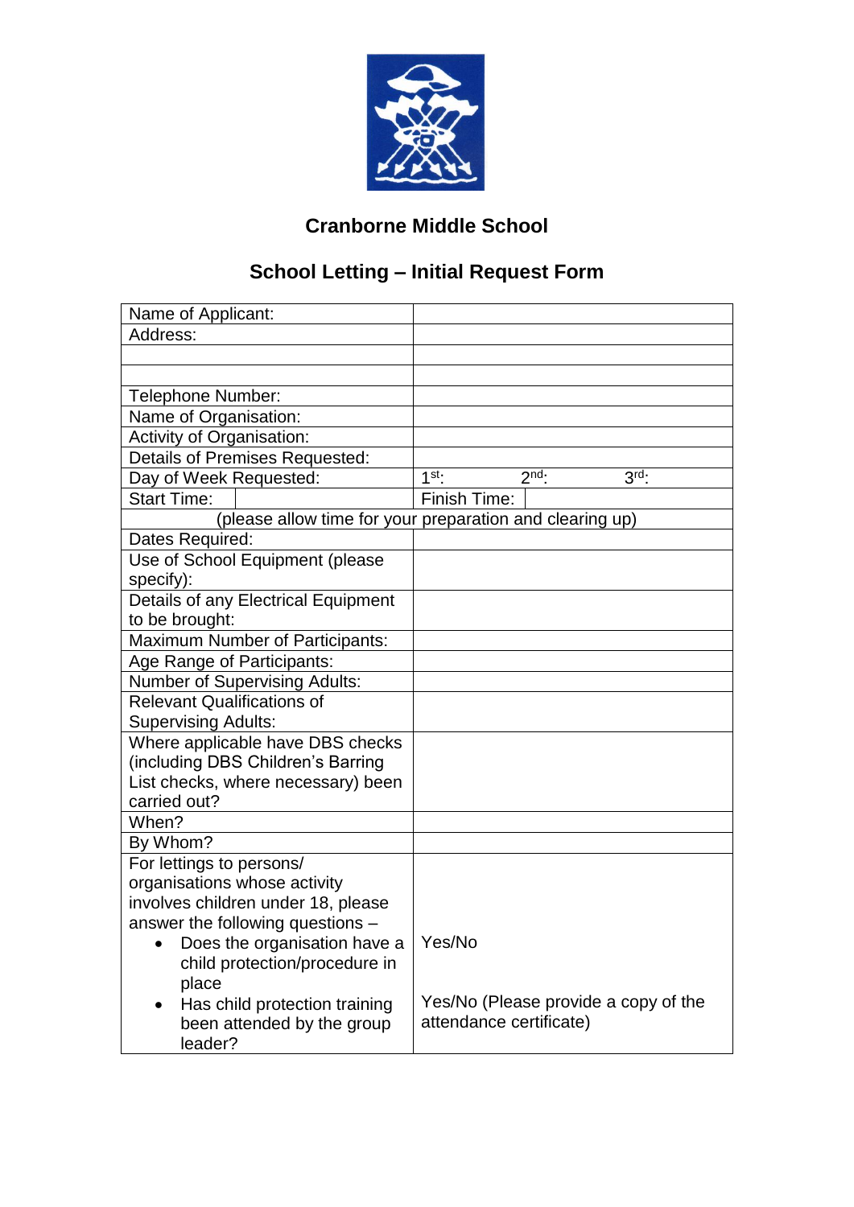# Cranborne Middle School

## School Letting – Initial Request Form

| | |
|---|---|
| Name of Applicant: | |
| Address: | |
| | |
| | |
| Telephone Number: | |
| Name of Organisation: | |
| Activity of Organisation: | |
| Details of Premises Requested: | |
| Day of Week Requested: | 1st: 2nd: 3rd: |
| Start Time: | Finish Time: |
| (please allow time for your preparation and clearing up) | |
| Dates Required: | |
| Use of School Equipment (please specify): | |
| Details of any Electrical Equipment to be brought: | |
| Maximum Number of Participants: | |
| Age Range of Participants: | |
| Number of Supervising Adults: | |
| Relevant Qualifications of Supervising Adults: | |
| Where applicable have DBS checks (including DBS Children's Barring List checks, where necessary) been carried out? | |
| When? | |
| By Whom? | |
| For lettings to persons/ organisations whose activity involves children under 18, please answer the following questions – <br>• Does the organisation have a child protection/procedure in place <br>• Has child protection training been attended by the group leader? | Yes/No <br><br>Yes/No (Please provide a copy of the attendance certificate) |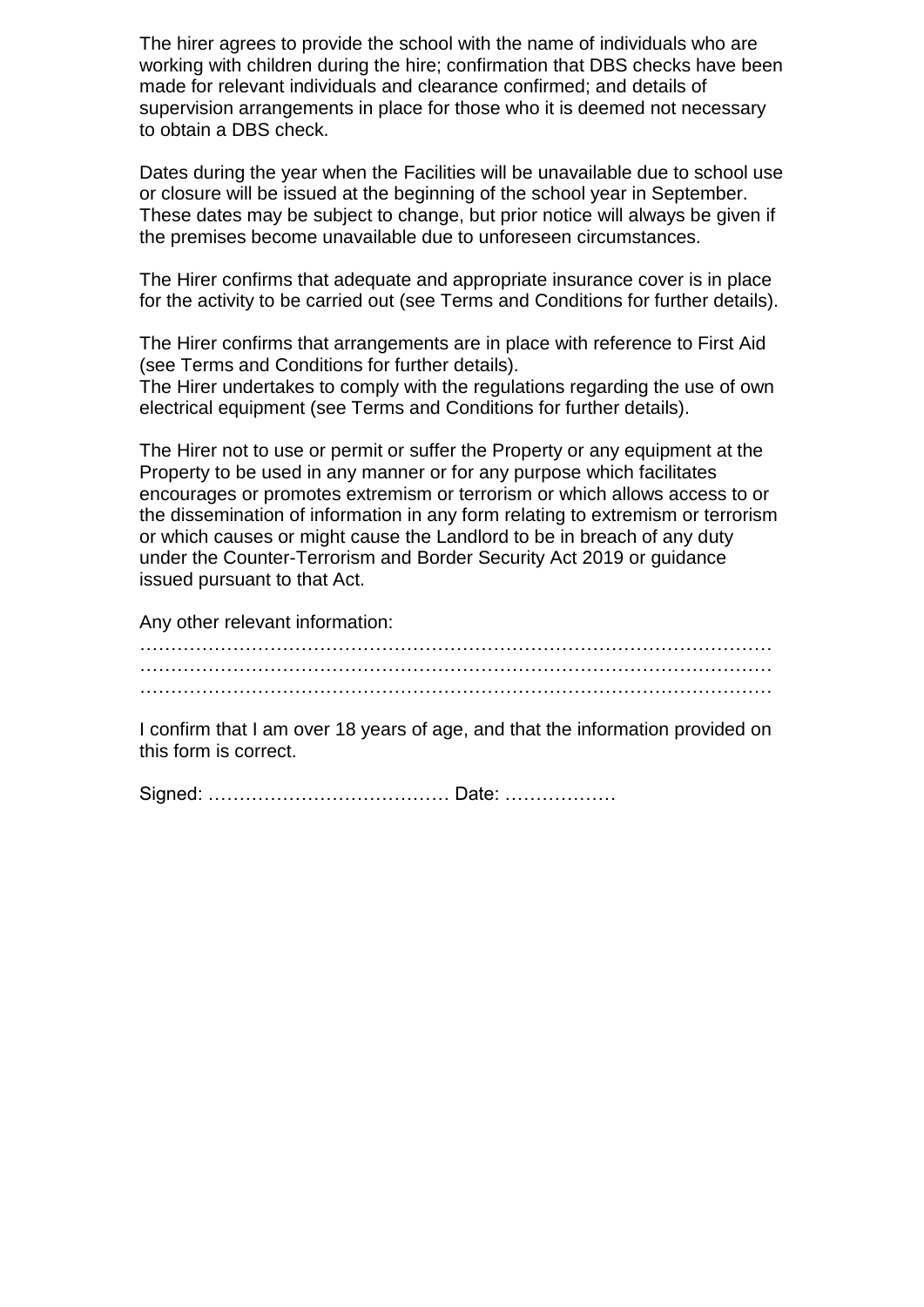The hirer agrees to provide the school with the name of individuals who are working with children during the hire; confirmation that DBS checks have been made for relevant individuals and clearance confirmed; and details of supervision arrangements in place for those who it is deemed not necessary to obtain a DBS check.

Dates during the year when the Facilities will be unavailable due to school use or closure will be issued at the beginning of the school year in September. These dates may be subject to change, but prior notice will always be given if the premises become unavailable due to unforeseen circumstances.

The Hirer confirms that adequate and appropriate insurance cover is in place for the activity to be carried out (see Terms and Conditions for further details).

The Hirer confirms that arrangements are in place with reference to First Aid (see Terms and Conditions for further details).
The Hirer undertakes to comply with the regulations regarding the use of own electrical equipment (see Terms and Conditions for further details).

The Hirer not to use or permit or suffer the Property or any equipment at the Property to be used in any manner or for any purpose which facilitates encourages or promotes extremism or terrorism or which allows access to or the dissemination of information in any form relating to extremism or terrorism or which causes or might cause the Landlord to be in breach of any duty under the Counter-Terrorism and Border Security Act 2019 or guidance issued pursuant to that Act.

Any other relevant information:
………………………………………………………………………………………
………………………………………………………………………………………
………………………………………………………………………………………

I confirm that I am over 18 years of age, and that the information provided on this form is correct.

Signed: ………………………………… Date: ………………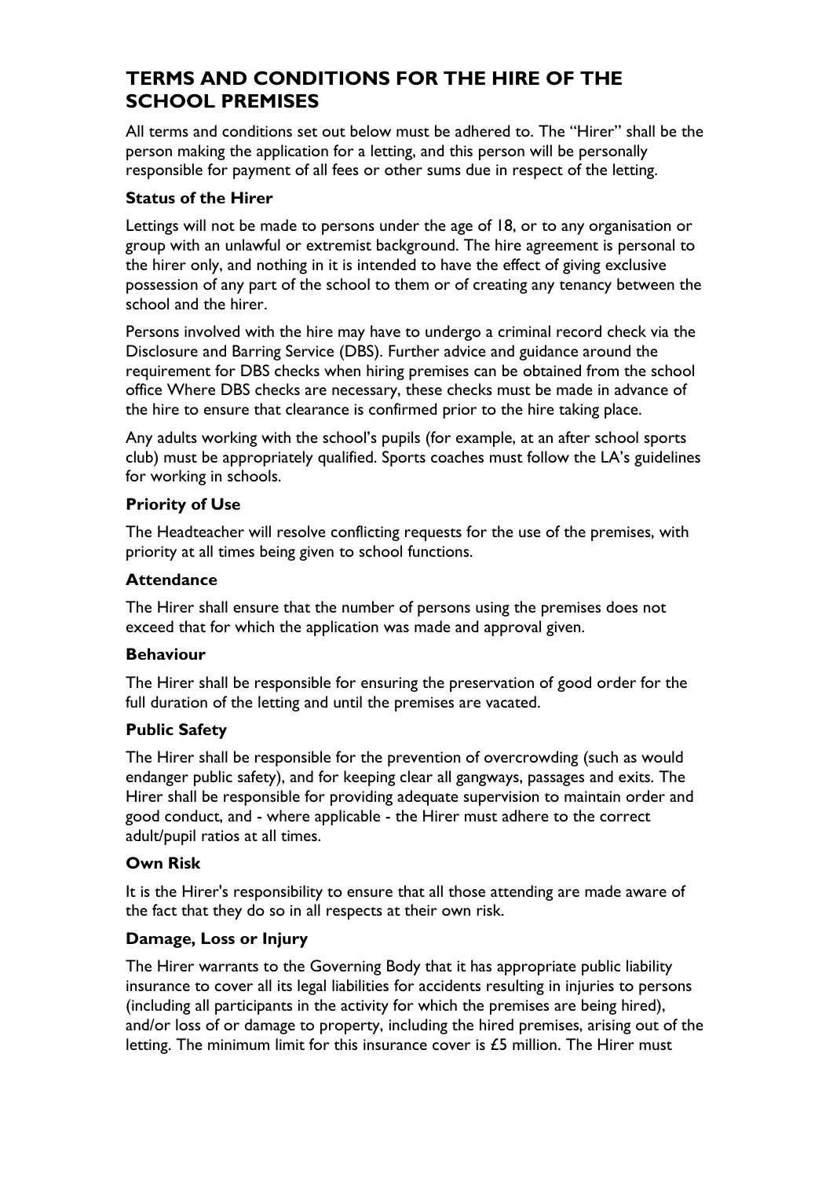# TERMS AND CONDITIONS FOR THE HIRE OF THE SCHOOL PREMISES

All terms and conditions set out below must be adhered to. The "Hirer" shall be the person making the application for a letting, and this person will be personally responsible for payment of all fees or other sums due in respect of the letting.

### Status of the Hirer

Lettings will not be made to persons under the age of 18, or to any organisation or group with an unlawful or extremist background. The hire agreement is personal to the hirer only, and nothing in it is intended to have the effect of giving exclusive possession of any part of the school to them or of creating any tenancy between the school and the hirer.

Persons involved with the hire may have to undergo a criminal record check via the Disclosure and Barring Service (DBS). Further advice and guidance around the requirement for DBS checks when hiring premises can be obtained from the school office Where DBS checks are necessary, these checks must be made in advance of the hire to ensure that clearance is confirmed prior to the hire taking place.

Any adults working with the school's pupils (for example, at an after school sports club) must be appropriately qualified. Sports coaches must follow the LA's guidelines for working in schools.

### Priority of Use

The Headteacher will resolve conflicting requests for the use of the premises, with priority at all times being given to school functions.

### Attendance

The Hirer shall ensure that the number of persons using the premises does not exceed that for which the application was made and approval given.

### Behaviour

The Hirer shall be responsible for ensuring the preservation of good order for the full duration of the letting and until the premises are vacated.

### Public Safety

The Hirer shall be responsible for the prevention of overcrowding (such as would endanger public safety), and for keeping clear all gangways, passages and exits. The Hirer shall be responsible for providing adequate supervision to maintain order and good conduct, and - where applicable - the Hirer must adhere to the correct adult/pupil ratios at all times.

### Own Risk

It is the Hirer's responsibility to ensure that all those attending are made aware of the fact that they do so in all respects at their own risk.

### Damage, Loss or Injury

The Hirer warrants to the Governing Body that it has appropriate public liability insurance to cover all its legal liabilities for accidents resulting in injuries to persons (including all participants in the activity for which the premises are being hired), and/or loss of or damage to property, including the hired premises, arising out of the letting. The minimum limit for this insurance cover is £5 million. The Hirer must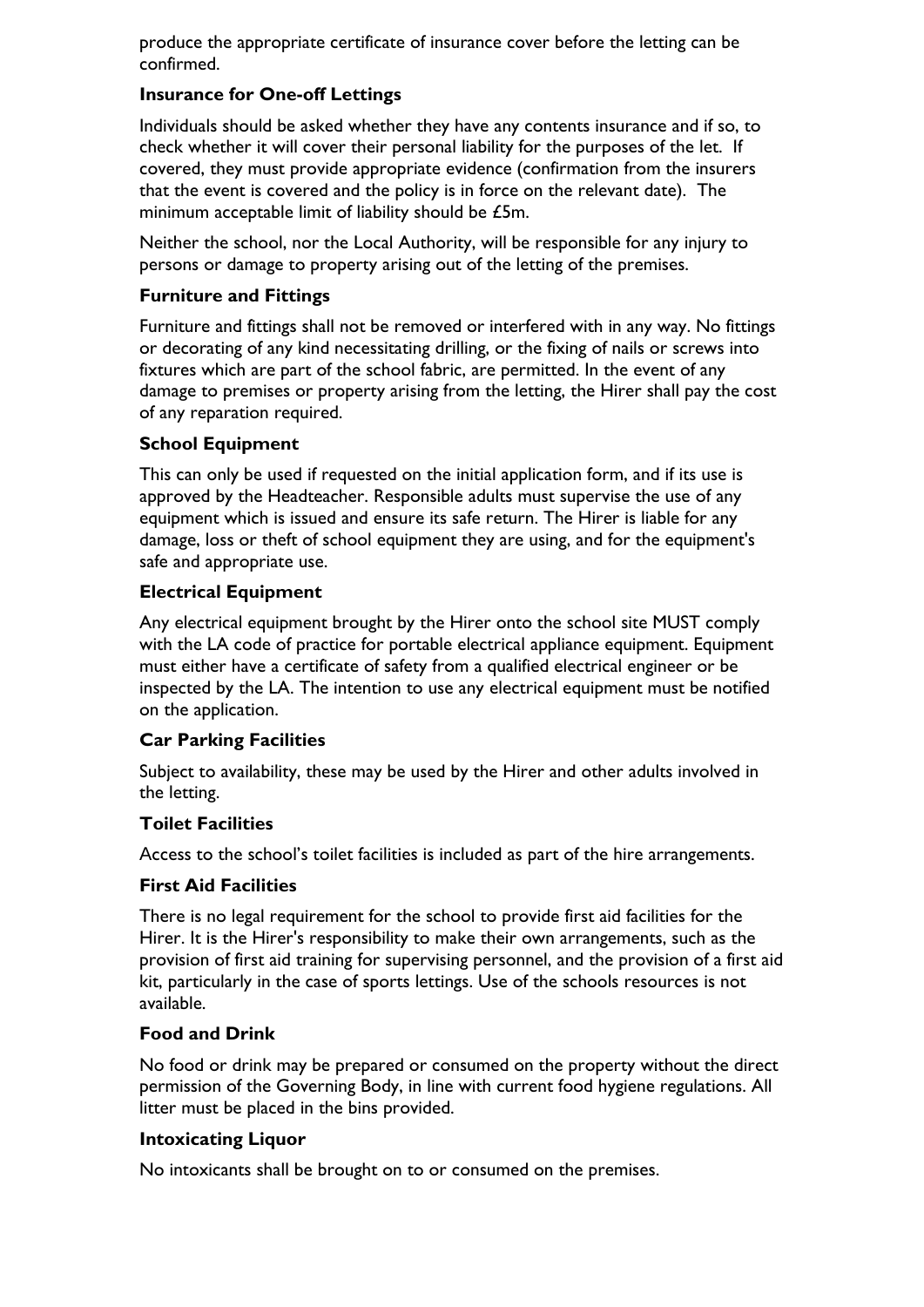produce the appropriate certificate of insurance cover before the letting can be confirmed.

**Insurance for One-off Lettings**

Individuals should be asked whether they have any contents insurance and if so, to check whether it will cover their personal liability for the purposes of the let. If covered, they must provide appropriate evidence (confirmation from the insurers that the event is covered and the policy is in force on the relevant date). The minimum acceptable limit of liability should be £5m.

Neither the school, nor the Local Authority, will be responsible for any injury to persons or damage to property arising out of the letting of the premises.

**Furniture and Fittings**

Furniture and fittings shall not be removed or interfered with in any way. No fittings or decorating of any kind necessitating drilling, or the fixing of nails or screws into fixtures which are part of the school fabric, are permitted. In the event of any damage to premises or property arising from the letting, the Hirer shall pay the cost of any reparation required.

**School Equipment**

This can only be used if requested on the initial application form, and if its use is approved by the Headteacher. Responsible adults must supervise the use of any equipment which is issued and ensure its safe return. The Hirer is liable for any damage, loss or theft of school equipment they are using, and for the equipment's safe and appropriate use.

**Electrical Equipment**

Any electrical equipment brought by the Hirer onto the school site MUST comply with the LA code of practice for portable electrical appliance equipment. Equipment must either have a certificate of safety from a qualified electrical engineer or be inspected by the LA. The intention to use any electrical equipment must be notified on the application.

**Car Parking Facilities**

Subject to availability, these may be used by the Hirer and other adults involved in the letting.

**Toilet Facilities**

Access to the school's toilet facilities is included as part of the hire arrangements.

**First Aid Facilities**

There is no legal requirement for the school to provide first aid facilities for the Hirer. It is the Hirer's responsibility to make their own arrangements, such as the provision of first aid training for supervising personnel, and the provision of a first aid kit, particularly in the case of sports lettings. Use of the schools resources is not available.

**Food and Drink**

No food or drink may be prepared or consumed on the property without the direct permission of the Governing Body, in line with current food hygiene regulations. All litter must be placed in the bins provided.

**Intoxicating Liquor**

No intoxicants shall be brought on to or consumed on the premises.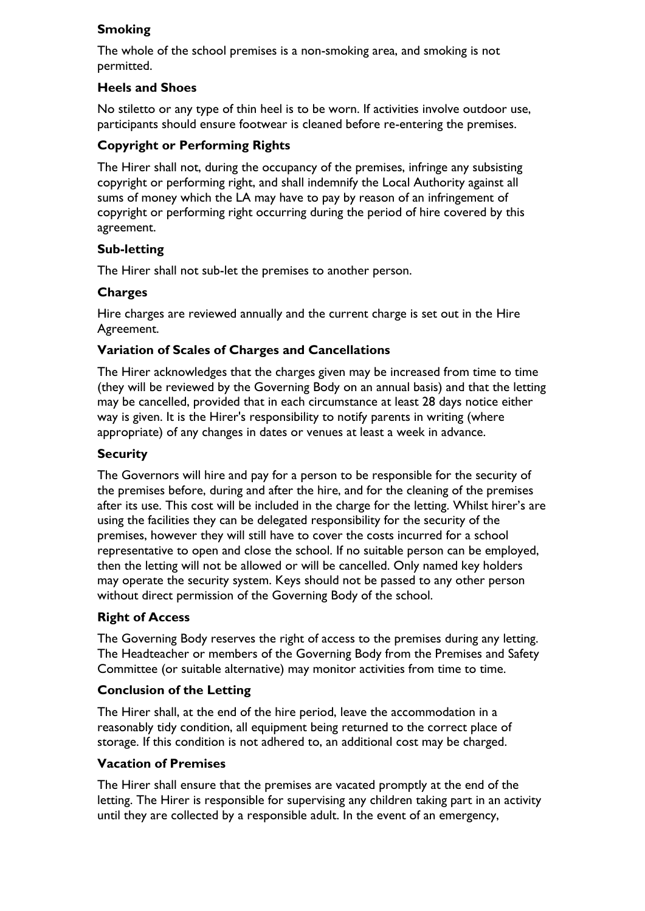### Smoking

The whole of the school premises is a non-smoking area, and smoking is not permitted.

### Heels and Shoes

No stiletto or any type of thin heel is to be worn. If activities involve outdoor use, participants should ensure footwear is cleaned before re-entering the premises.

### Copyright or Performing Rights

The Hirer shall not, during the occupancy of the premises, infringe any subsisting copyright or performing right, and shall indemnify the Local Authority against all sums of money which the LA may have to pay by reason of an infringement of copyright or performing right occurring during the period of hire covered by this agreement.

### Sub-letting

The Hirer shall not sub-let the premises to another person.

### Charges

Hire charges are reviewed annually and the current charge is set out in the Hire Agreement.

### Variation of Scales of Charges and Cancellations

The Hirer acknowledges that the charges given may be increased from time to time (they will be reviewed by the Governing Body on an annual basis) and that the letting may be cancelled, provided that in each circumstance at least 28 days notice either way is given. It is the Hirer's responsibility to notify parents in writing (where appropriate) of any changes in dates or venues at least a week in advance.

### Security

The Governors will hire and pay for a person to be responsible for the security of the premises before, during and after the hire, and for the cleaning of the premises after its use. This cost will be included in the charge for the letting. Whilst hirer's are using the facilities they can be delegated responsibility for the security of the premises, however they will still have to cover the costs incurred for a school representative to open and close the school. If no suitable person can be employed, then the letting will not be allowed or will be cancelled. Only named key holders may operate the security system. Keys should not be passed to any other person without direct permission of the Governing Body of the school.

### Right of Access

The Governing Body reserves the right of access to the premises during any letting. The Headteacher or members of the Governing Body from the Premises and Safety Committee (or suitable alternative) may monitor activities from time to time.

### Conclusion of the Letting

The Hirer shall, at the end of the hire period, leave the accommodation in a reasonably tidy condition, all equipment being returned to the correct place of storage. If this condition is not adhered to, an additional cost may be charged.

### Vacation of Premises

The Hirer shall ensure that the premises are vacated promptly at the end of the letting. The Hirer is responsible for supervising any children taking part in an activity until they are collected by a responsible adult. In the event of an emergency,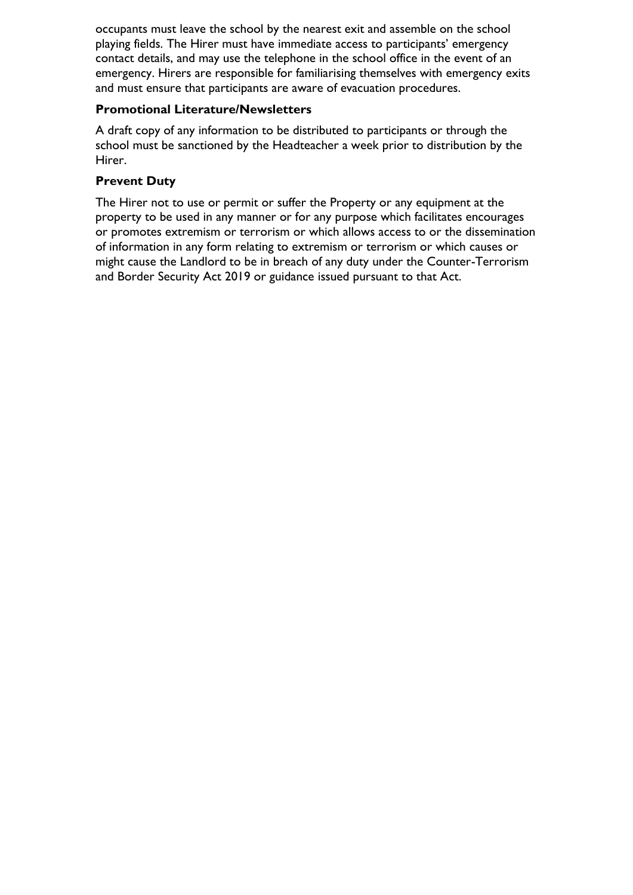occupants must leave the school by the nearest exit and assemble on the school playing fields. The Hirer must have immediate access to participants' emergency contact details, and may use the telephone in the school office in the event of an emergency. Hirers are responsible for familiarising themselves with emergency exits and must ensure that participants are aware of evacuation procedures.

**Promotional Literature/Newsletters**

A draft copy of any information to be distributed to participants or through the school must be sanctioned by the Headteacher a week prior to distribution by the Hirer.

**Prevent Duty**

The Hirer not to use or permit or suffer the Property or any equipment at the property to be used in any manner or for any purpose which facilitates encourages or promotes extremism or terrorism or which allows access to or the dissemination of information in any form relating to extremism or terrorism or which causes or might cause the Landlord to be in breach of any duty under the Counter-Terrorism and Border Security Act 2019 or guidance issued pursuant to that Act.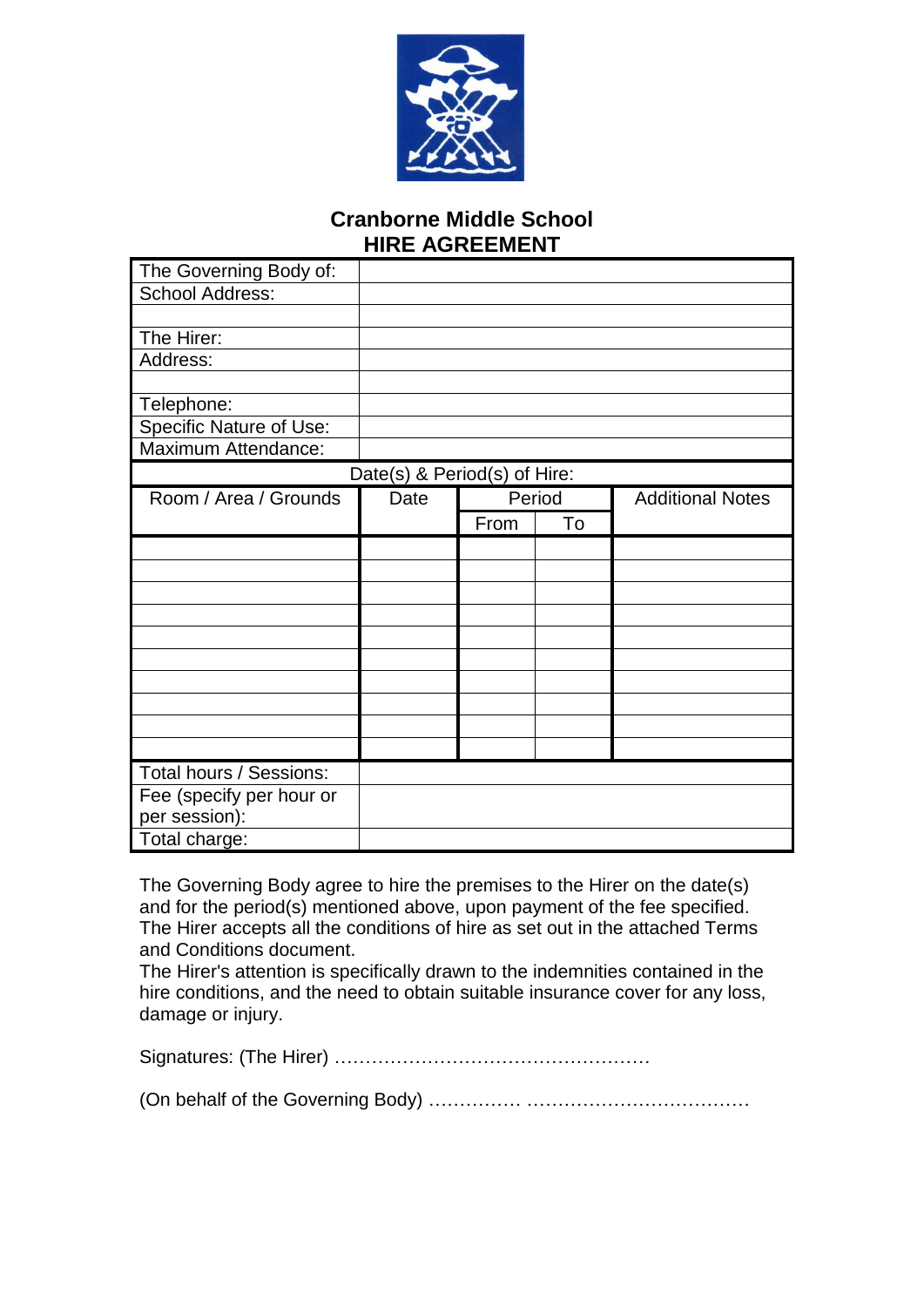**Cranborne Middle School**
**HIRE AGREEMENT**

| | |
|---|---|
| The Governing Body of: | |
| School Address: | |
| | |
| The Hirer: | |
| Address: | |
| | |
| Telephone: | |
| Specific Nature of Use: | |
| Maximum Attendance: | |

Date(s) & Period(s) of Hire:

| Room / Area / Grounds | Date | Period | | Additional Notes |
|---|---|---|---|---|
| | | From | To | |
| | | | | |
| | | | | |
| | | | | |
| | | | | |
| | | | | |
| | | | | |
| | | | | |
| | | | | |
| | | | | |
| | | | | |

| | |
|---|---|
| Total hours / Sessions: | |
| Fee (specify per hour or per session): | |
| Total charge: | |

The Governing Body agree to hire the premises to the Hirer on the date(s) and for the period(s) mentioned above, upon payment of the fee specified.
The Hirer accepts all the conditions of hire as set out in the attached Terms and Conditions document.
The Hirer's attention is specifically drawn to the indemnities contained in the hire conditions, and the need to obtain suitable insurance cover for any loss, damage or injury.

Signatures: (The Hirer) ……………………………………………

(On behalf of the Governing Body) …………… ………………………………